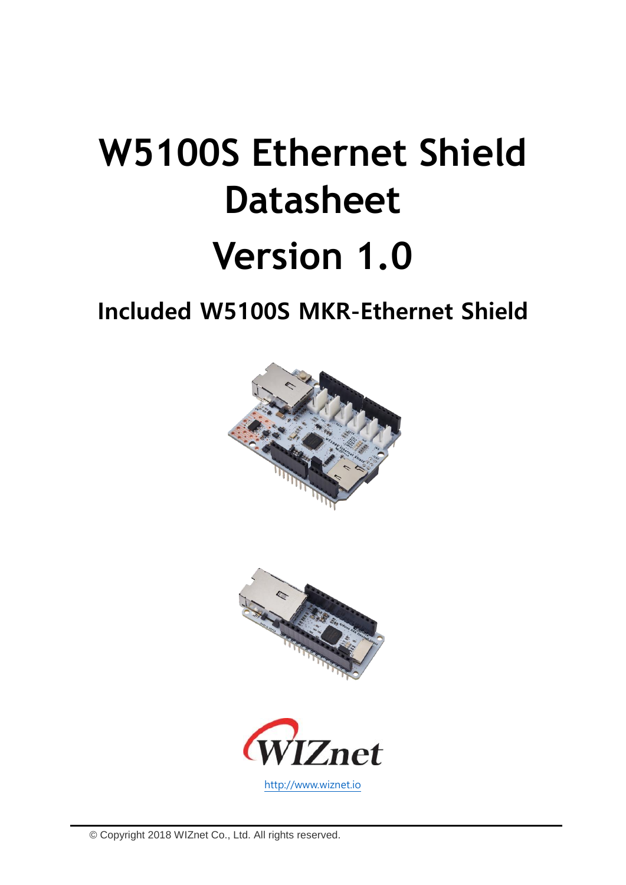# W5100S Ethernet Shield Datasheet

# Version 1.0

## Included W5100S MKR-Ethernet Shield

WIZnet

http://www.wiznet.io

© Copyright 2018 WIZnet Co., Ltd. All rights reserved.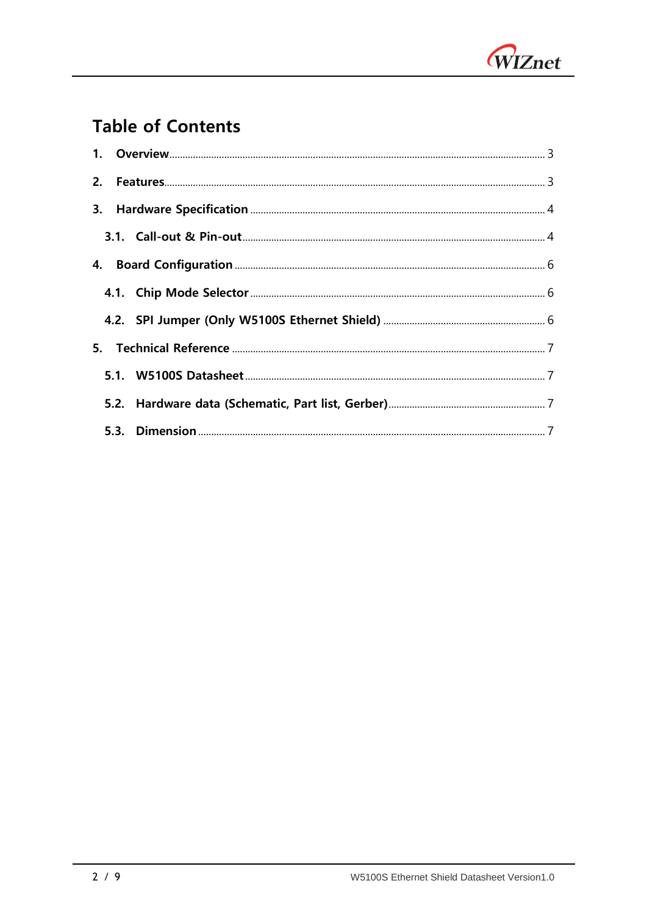# Table of Contents

1. Overview ........ 3
2. Features ........ 3
3. Hardware Specification ........ 4
   - 3.1. Call-out & Pin-out ........ 4
4. Board Configuration ........ 6
   - 4.1. Chip Mode Selector ........ 6
   - 4.2. SPI Jumper (Only W5100S Ethernet Shield) ........ 6
5. Technical Reference ........ 7
   - 5.1. W5100S Datasheet ........ 7
   - 5.2. Hardware data (Schematic, Part list, Gerber) ........ 7
   - 5.3. Dimension ........ 7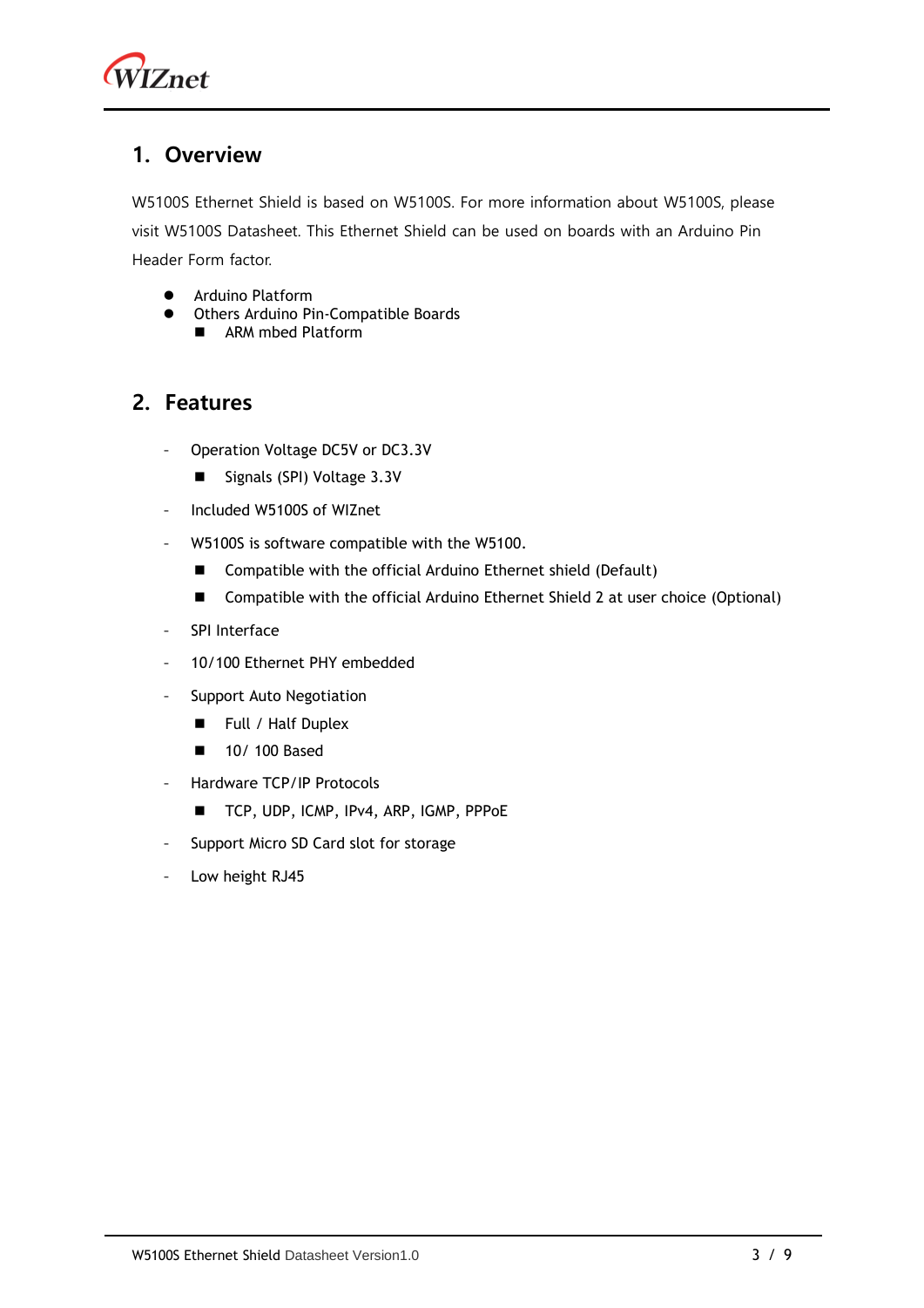## 1. Overview

W5100S Ethernet Shield is based on W5100S. For more information about W5100S, please visit W5100S Datasheet. This Ethernet Shield can be used on boards with an Arduino Pin Header Form factor.

- Arduino Platform
- Others Arduino Pin-Compatible Boards
  - ARM mbed Platform

## 2. Features

- Operation Voltage DC5V or DC3.3V
  - Signals (SPI) Voltage 3.3V
- Included W5100S of WIZnet
- W5100S is software compatible with the W5100.
  - Compatible with the official Arduino Ethernet shield (Default)
  - Compatible with the official Arduino Ethernet Shield 2 at user choice (Optional)
- SPI Interface
- 10/100 Ethernet PHY embedded
- Support Auto Negotiation
  - Full / Half Duplex
  - 10/ 100 Based
- Hardware TCP/IP Protocols
  - TCP, UDP, ICMP, IPv4, ARP, IGMP, PPPoE
- Support Micro SD Card slot for storage
- Low height RJ45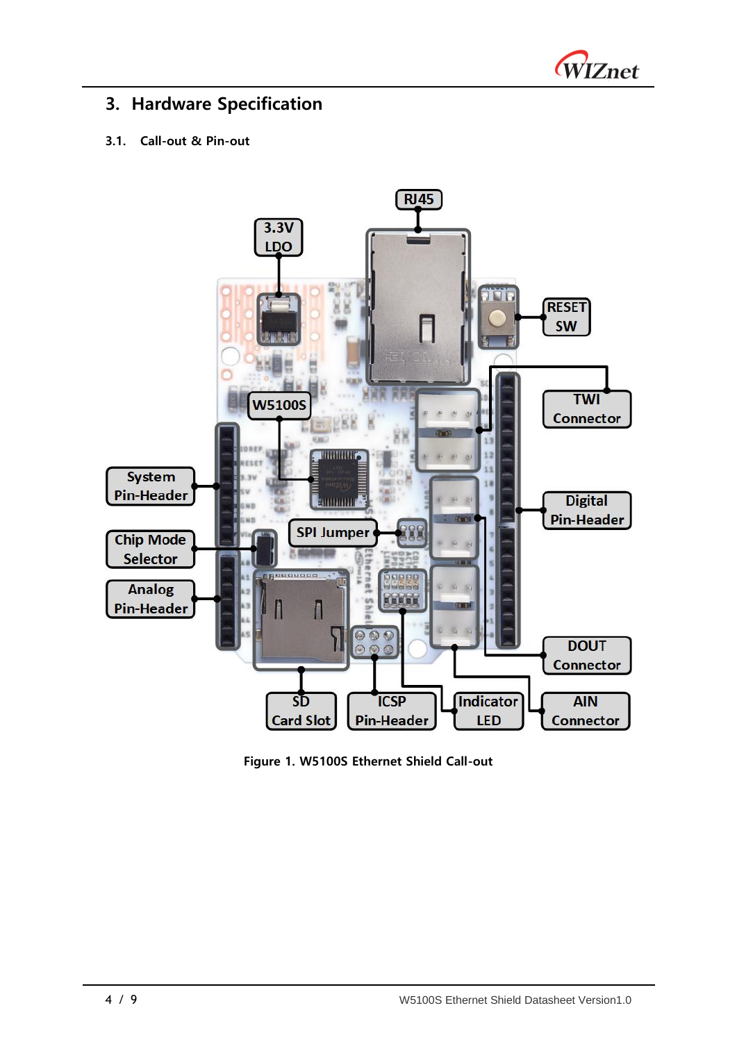## 3. Hardware Specification

### 3.1. Call-out & Pin-out

Figure 1. W5100S Ethernet Shield Call-out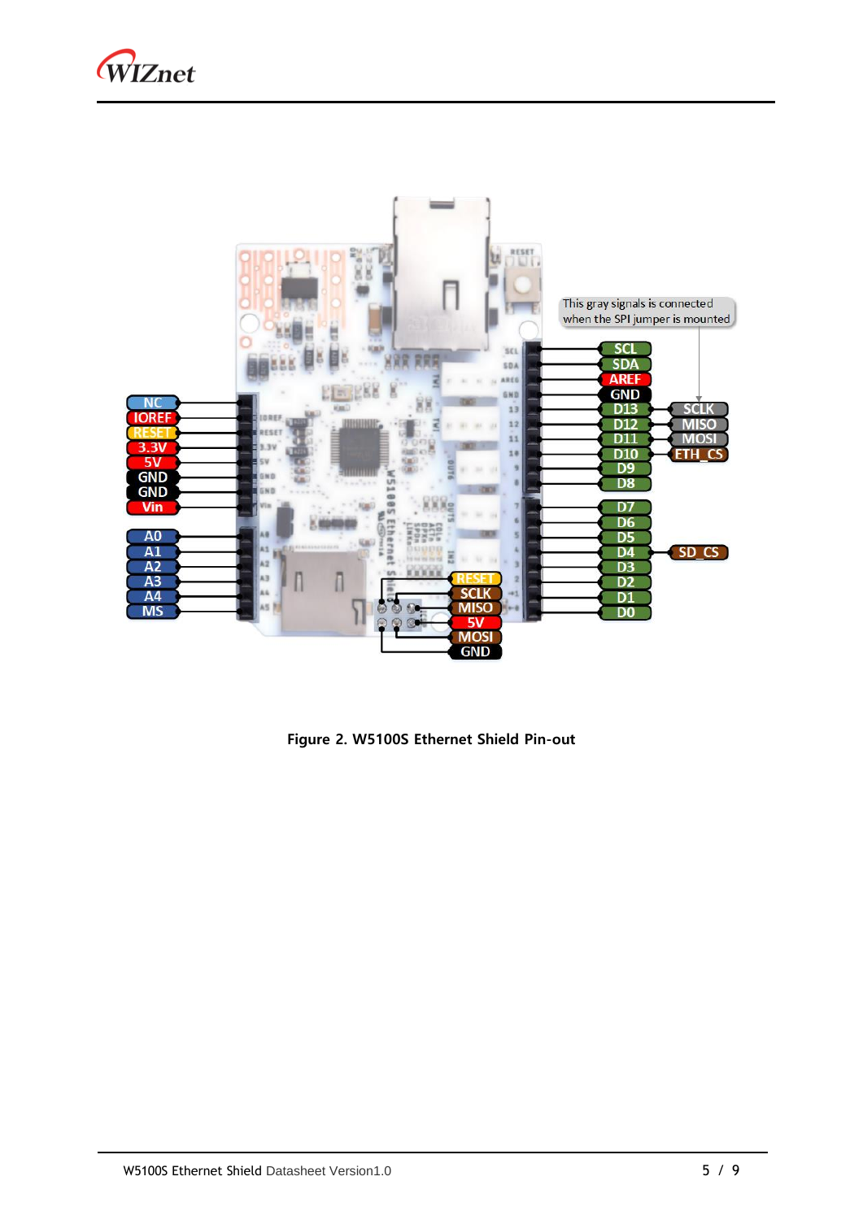Figure 2. W5100S Ethernet Shield Pin-out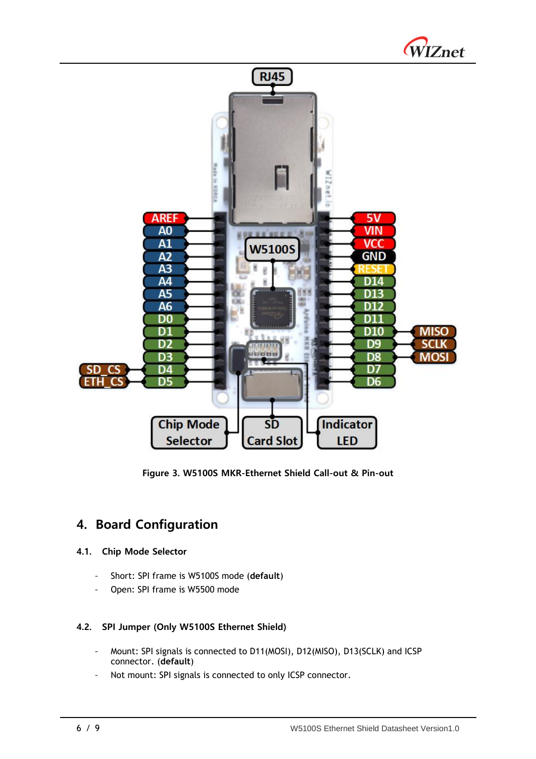Figure 3. W5100S MKR-Ethernet Shield Call-out & Pin-out

## 4. Board Configuration

### 4.1. Chip Mode Selector

- Short: SPI frame is W5100S mode (**default**)
- Open: SPI frame is W5500 mode

### 4.2. SPI Jumper (Only W5100S Ethernet Shield)

- Mount: SPI signals is connected to D11(MOSI), D12(MISO), D13(SCLK) and ICSP connector. (**default**)
- Not mount: SPI signals is connected to only ICSP connector.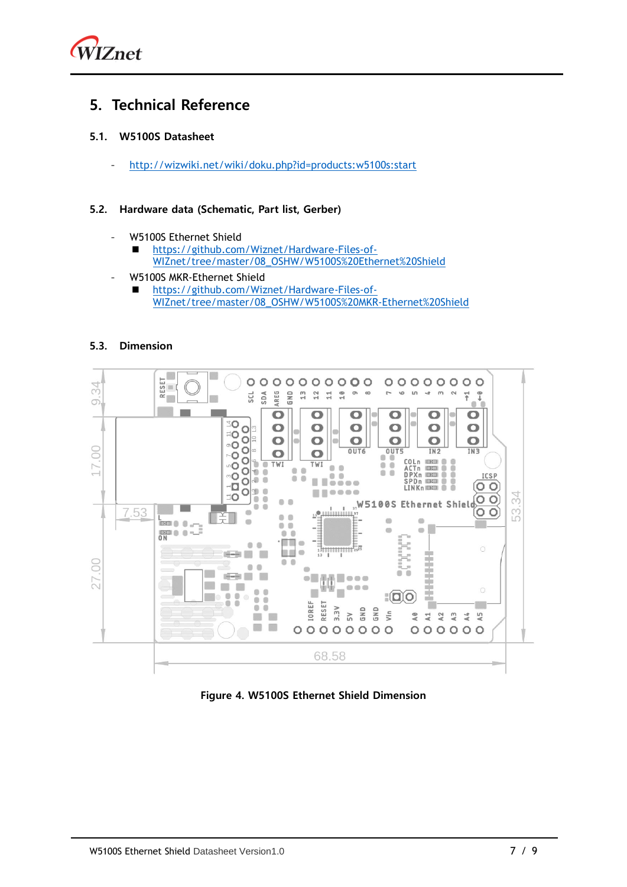# 5. Technical Reference

## 5.1. W5100S Datasheet

- http://wizwiki.net/wiki/doku.php?id=products:w5100s:start

## 5.2. Hardware data (Schematic, Part list, Gerber)

- W5100S Ethernet Shield
  - https://github.com/Wiznet/Hardware-Files-of-WIZnet/tree/master/08_OSHW/W5100S%20Ethernet%20Shield
- W5100S MKR-Ethernet Shield
  - https://github.com/Wiznet/Hardware-Files-of-WIZnet/tree/master/08_OSHW/W5100S%20MKR-Ethernet%20Shield

## 5.3. Dimension

Figure 4. W5100S Ethernet Shield Dimension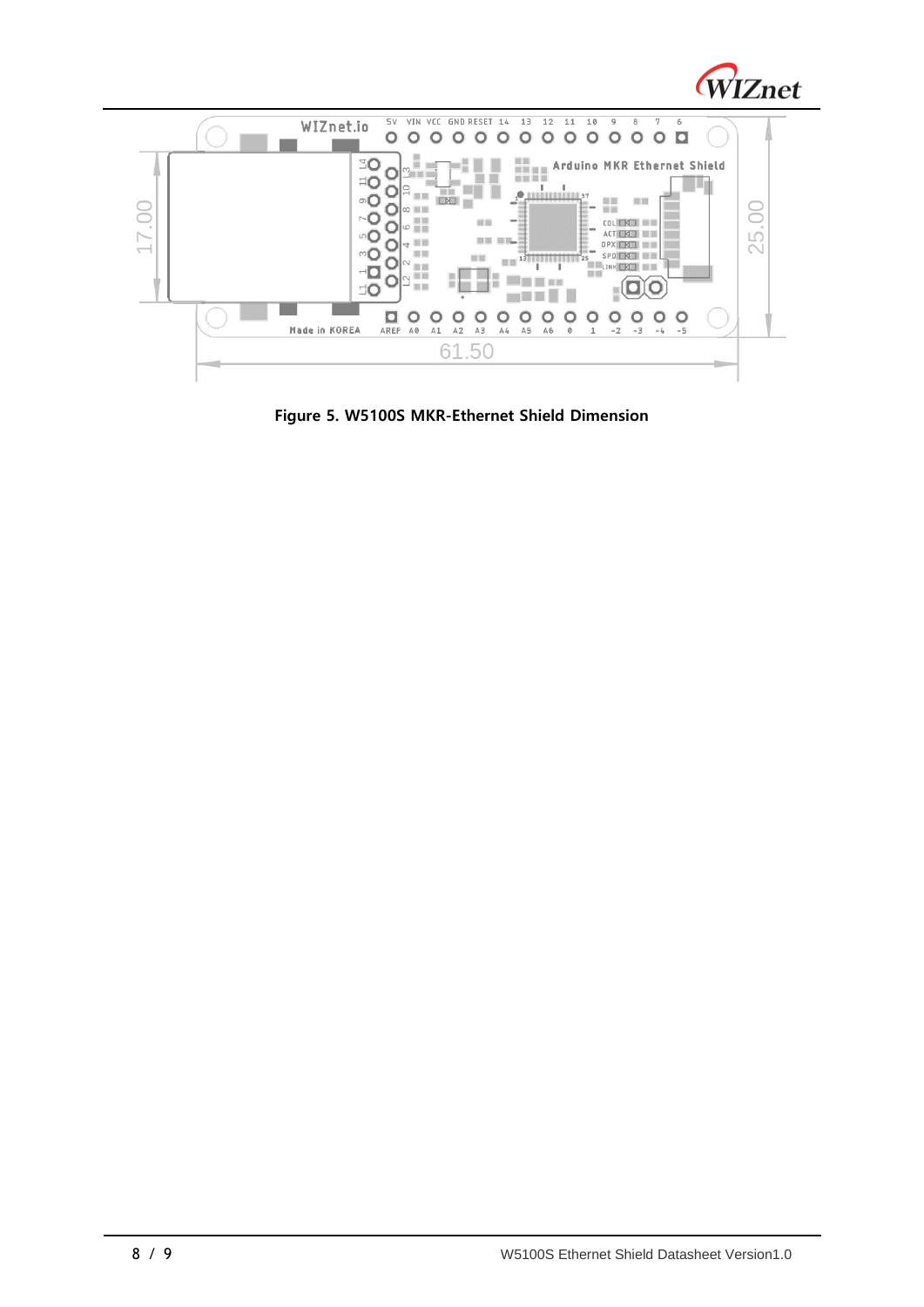Figure 5. W5100S MKR-Ethernet Shield Dimension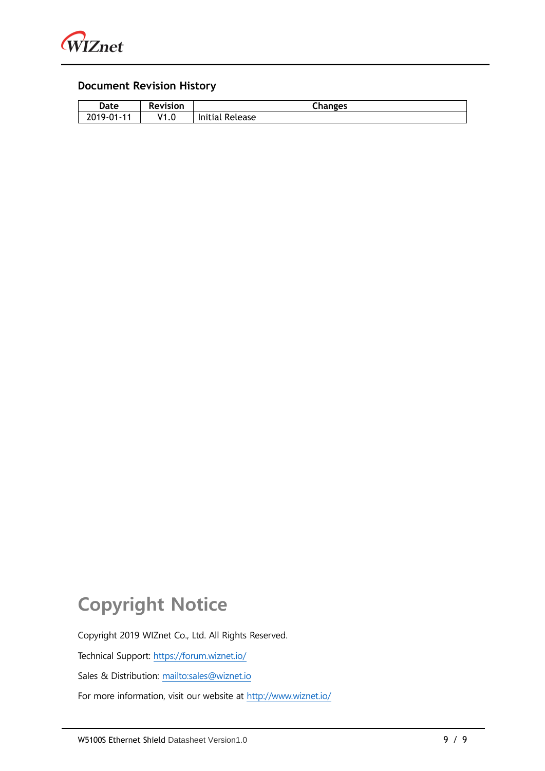## Document Revision History

| Date | Revision | Changes |
| --- | --- | --- |
| 2019-01-11 | V1.0 | Initial Release |

# Copyright Notice

Copyright 2019 WIZnet Co., Ltd. All Rights Reserved.

Technical Support: https://forum.wiznet.io/

Sales & Distribution: mailto:sales@wiznet.io

For more information, visit our website at http://www.wiznet.io/